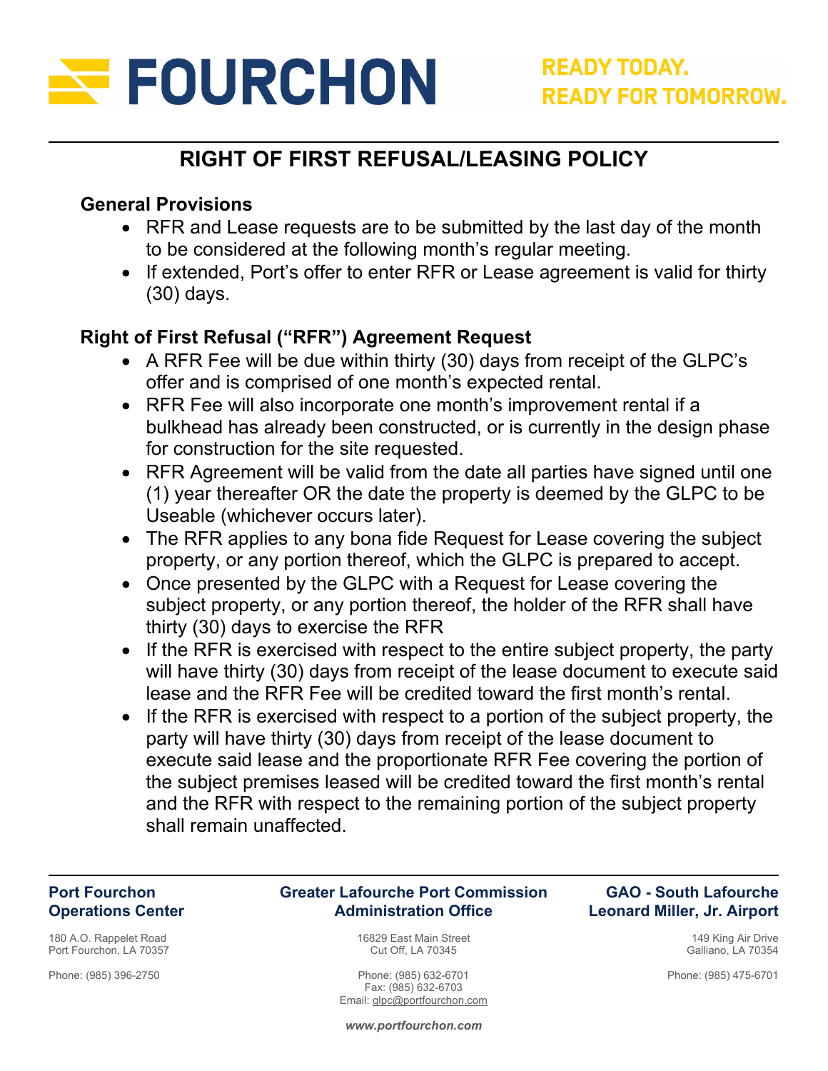# RIGHT OF FIRST REFUSAL/LEASING POLICY

## General Provisions

- RFR and Lease requests are to be submitted by the last day of the month to be considered at the following month's regular meeting.
- If extended, Port's offer to enter RFR or Lease agreement is valid for thirty (30) days.

## Right of First Refusal ("RFR") Agreement Request

- A RFR Fee will be due within thirty (30) days from receipt of the GLPC's offer and is comprised of one month's expected rental.
- RFR Fee will also incorporate one month's improvement rental if a bulkhead has already been constructed, or is currently in the design phase for construction for the site requested.
- RFR Agreement will be valid from the date all parties have signed until one (1) year thereafter OR the date the property is deemed by the GLPC to be Useable (whichever occurs later).
- The RFR applies to any bona fide Request for Lease covering the subject property, or any portion thereof, which the GLPC is prepared to accept.
- Once presented by the GLPC with a Request for Lease covering the subject property, or any portion thereof, the holder of the RFR shall have thirty (30) days to exercise the RFR
- If the RFR is exercised with respect to the entire subject property, the party will have thirty (30) days from receipt of the lease document to execute said lease and the RFR Fee will be credited toward the first month's rental.
- If the RFR is exercised with respect to a portion of the subject property, the party will have thirty (30) days from receipt of the lease document to execute said lease and the proportionate RFR Fee covering the portion of the subject premises leased will be credited toward the first month's rental and the RFR with respect to the remaining portion of the subject property shall remain unaffected.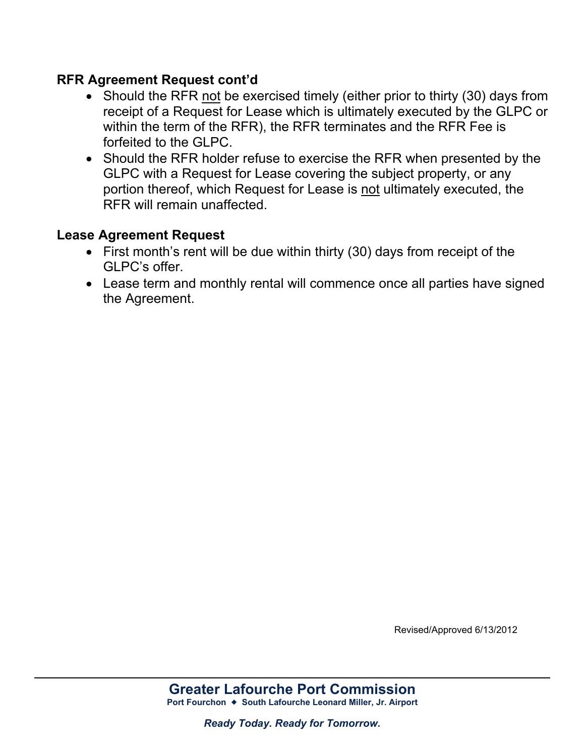**RFR Agreement Request cont'd**

- Should the RFR <u>not</u> be exercised timely (either prior to thirty (30) days from receipt of a Request for Lease which is ultimately executed by the GLPC or within the term of the RFR), the RFR terminates and the RFR Fee is forfeited to the GLPC.
- Should the RFR holder refuse to exercise the RFR when presented by the GLPC with a Request for Lease covering the subject property, or any portion thereof, which Request for Lease is <u>not</u> ultimately executed, the RFR will remain unaffected.

**Lease Agreement Request**

- First month's rent will be due within thirty (30) days from receipt of the GLPC's offer.
- Lease term and monthly rental will commence once all parties have signed the Agreement.

Revised/Approved 6/13/2012